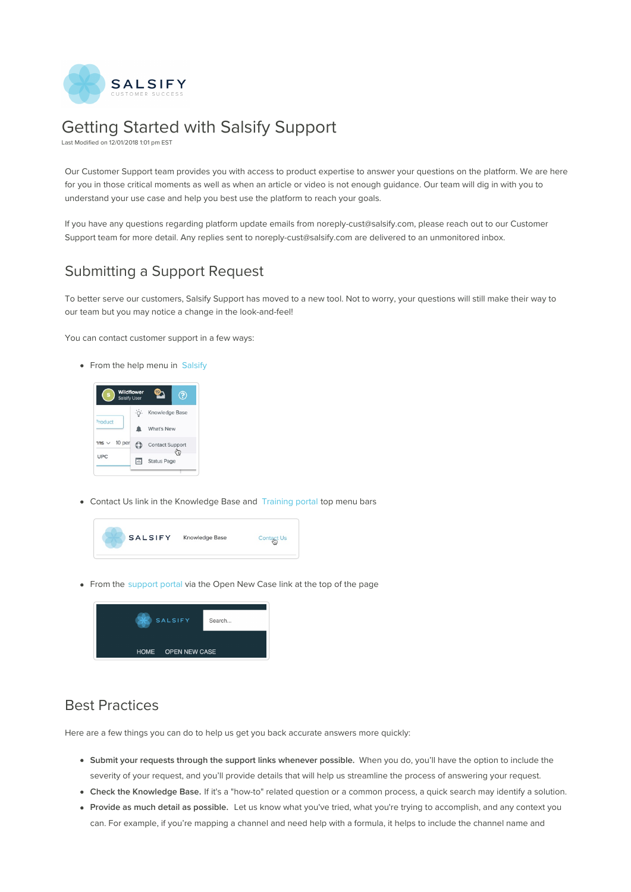# Getting Started with Salsify Support

Last Modified on 12/01/2018 1:01 pm EST

Our Customer Support team provides you with access to product expertise to answer your questions on the platform. We are here for you in those critical moments as well as when an article or video is not enough guidance. Our team will dig in with you to understand your use case and help you best use the platform to reach your goals.

If you have any questions regarding platform update emails from noreply-cust@salsify.com, please reach out to our Customer Support team for more detail. Any replies sent to noreply-cust@salsify.com are delivered to an unmonitored inbox.

## Submitting a Support Request

To better serve our customers, Salsify Support has moved to a new tool. Not to worry, your questions will still make their way to our team but you may notice a change in the look-and-feel!

You can contact customer support in a few ways:

- From the help menu in Salsify
- Contact Us link in the Knowledge Base and Training portal top menu bars
- From the support portal via the Open New Case link at the top of the page

## Best Practices

Here are a few things you can do to help us get you back accurate answers more quickly:

- **Submit your requests through the support links whenever possible.** When you do, you'll have the option to include the severity of your request, and you'll provide details that will help us streamline the process of answering your request.
- **Check the Knowledge Base.** If it's a "how-to" related question or a common process, a quick search may identify a solution.
- **Provide as much detail as possible.** Let us know what you've tried, what you're trying to accomplish, and any context you can. For example, if you're mapping a channel and need help with a formula, it helps to include the channel name and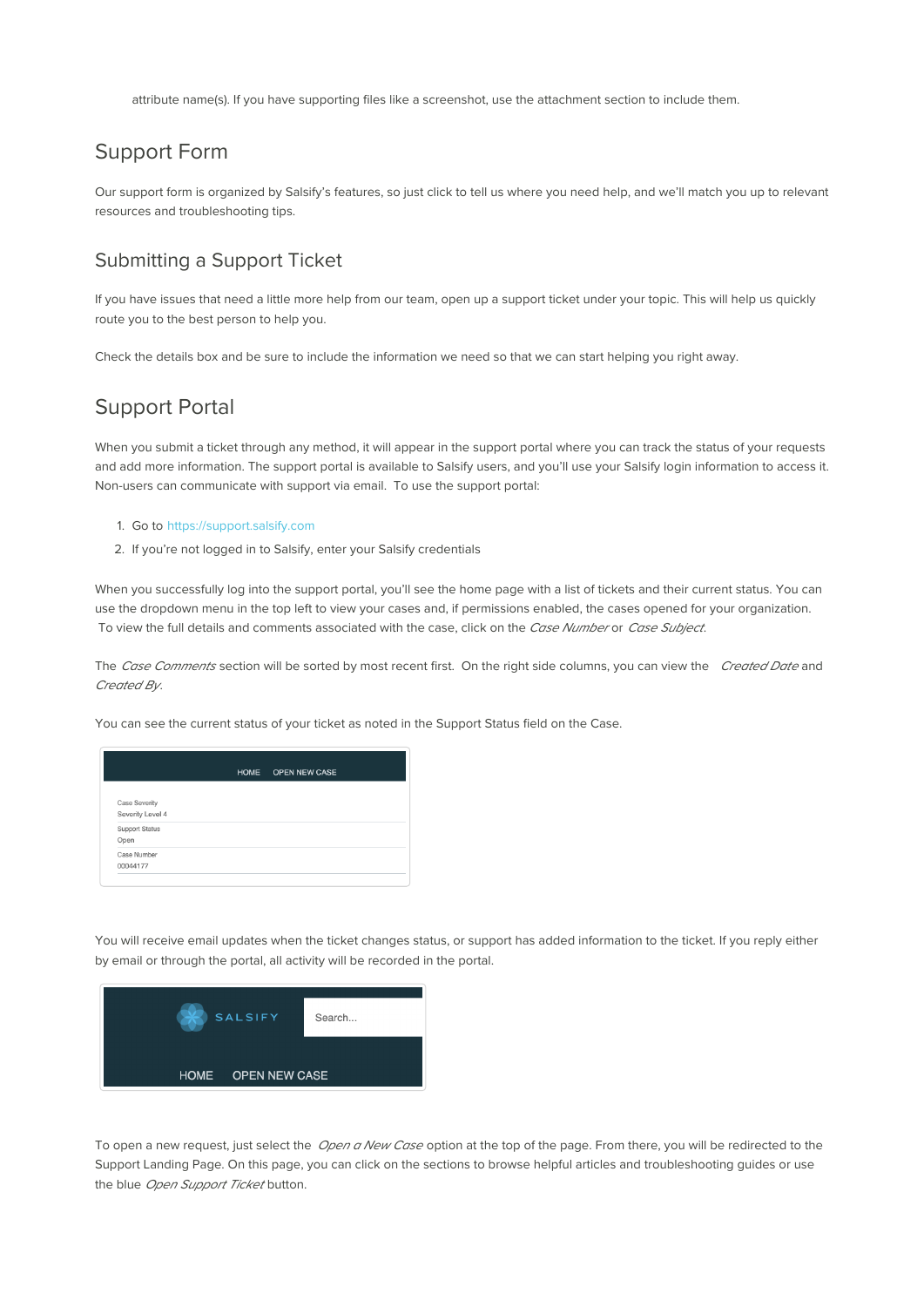attribute name(s). If you have supporting files like a screenshot, use the attachment section to include them.

## Support Form

Our support form is organized by Salsify's features, so just click to tell us where you need help, and we'll match you up to relevant resources and troubleshooting tips.

### Submitting a Support Ticket

If you have issues that need a little more help from our team, open up a support ticket under your topic. This will help us quickly route you to the best person to help you.

Check the details box and be sure to include the information we need so that we can start helping you right away.

## Support Portal

When you submit a ticket through any method, it will appear in the support portal where you can track the status of your requests and add more information. The support portal is available to Salsify users, and you'll use your Salsify login information to access it. Non-users can communicate with support via email. To use the support portal:

1. Go to https://support.salsify.com
2. If you're not logged in to Salsify, enter your Salsify credentials

When you successfully log into the support portal, you'll see the home page with a list of tickets and their current status. You can use the dropdown menu in the top left to view your cases and, if permissions enabled, the cases opened for your organization. To view the full details and comments associated with the case, click on the *Case Number* or *Case Subject*.

The *Case Comments* section will be sorted by most recent first. On the right side columns, you can view the *Created Date* and *Created By*.

You can see the current status of your ticket as noted in the Support Status field on the Case.

You will receive email updates when the ticket changes status, or support has added information to the ticket. If you reply either by email or through the portal, all activity will be recorded in the portal.

To open a new request, just select the *Open a New Case* option at the top of the page. From there, you will be redirected to the Support Landing Page. On this page, you can click on the sections to browse helpful articles and troubleshooting guides or use the blue *Open Support Ticket* button.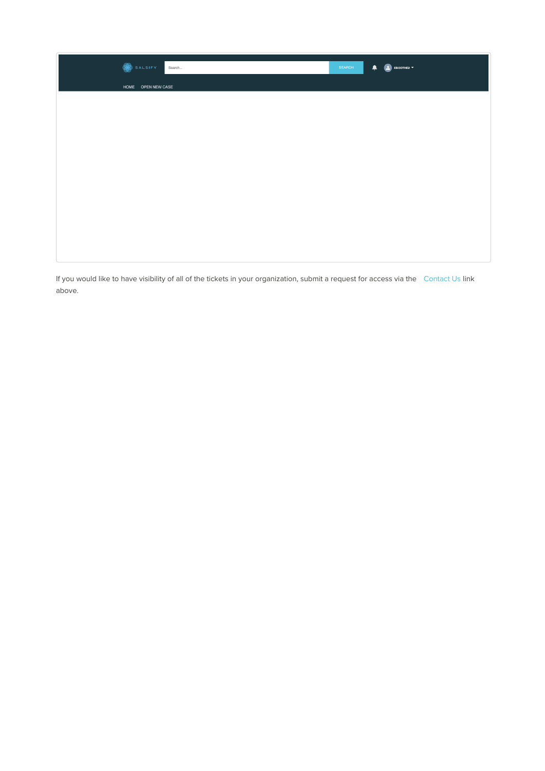If you would like to have visibility of all of the tickets in your organization, submit a request for access via the Contact Us link above.